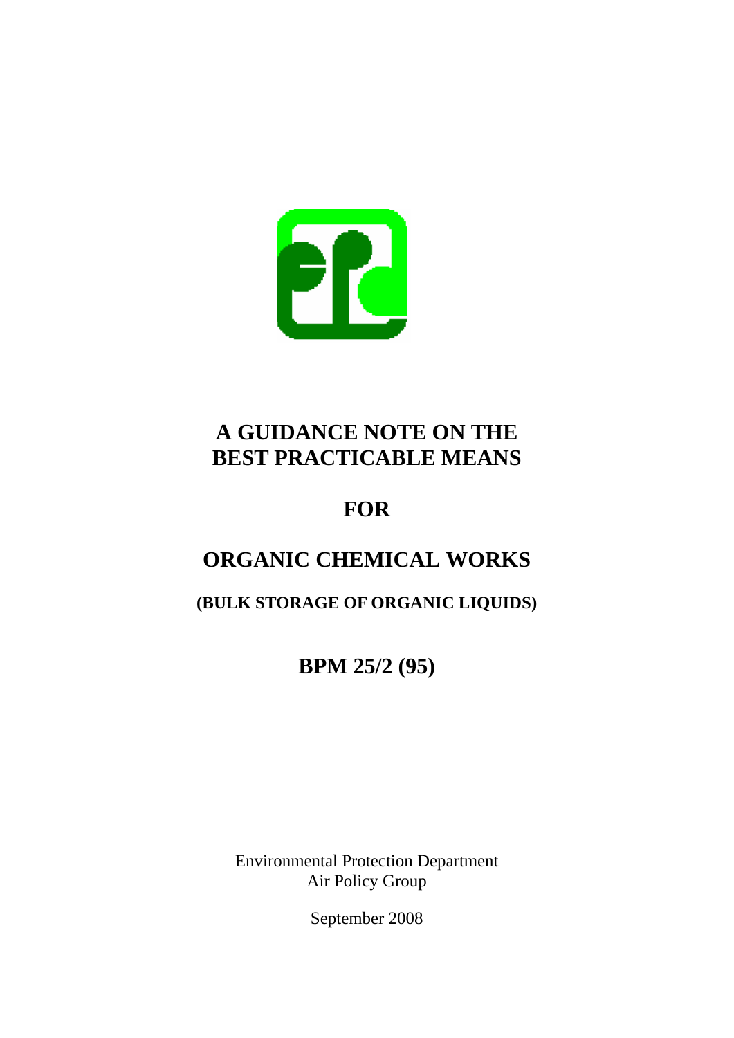# A GUIDANCE NOTE ON THE BEST PRACTICABLE MEANS

# FOR

# ORGANIC CHEMICAL WORKS

## (BULK STORAGE OF ORGANIC LIQUIDS)

## BPM 25/2 (95)

Environmental Protection Department
Air Policy Group

September 2008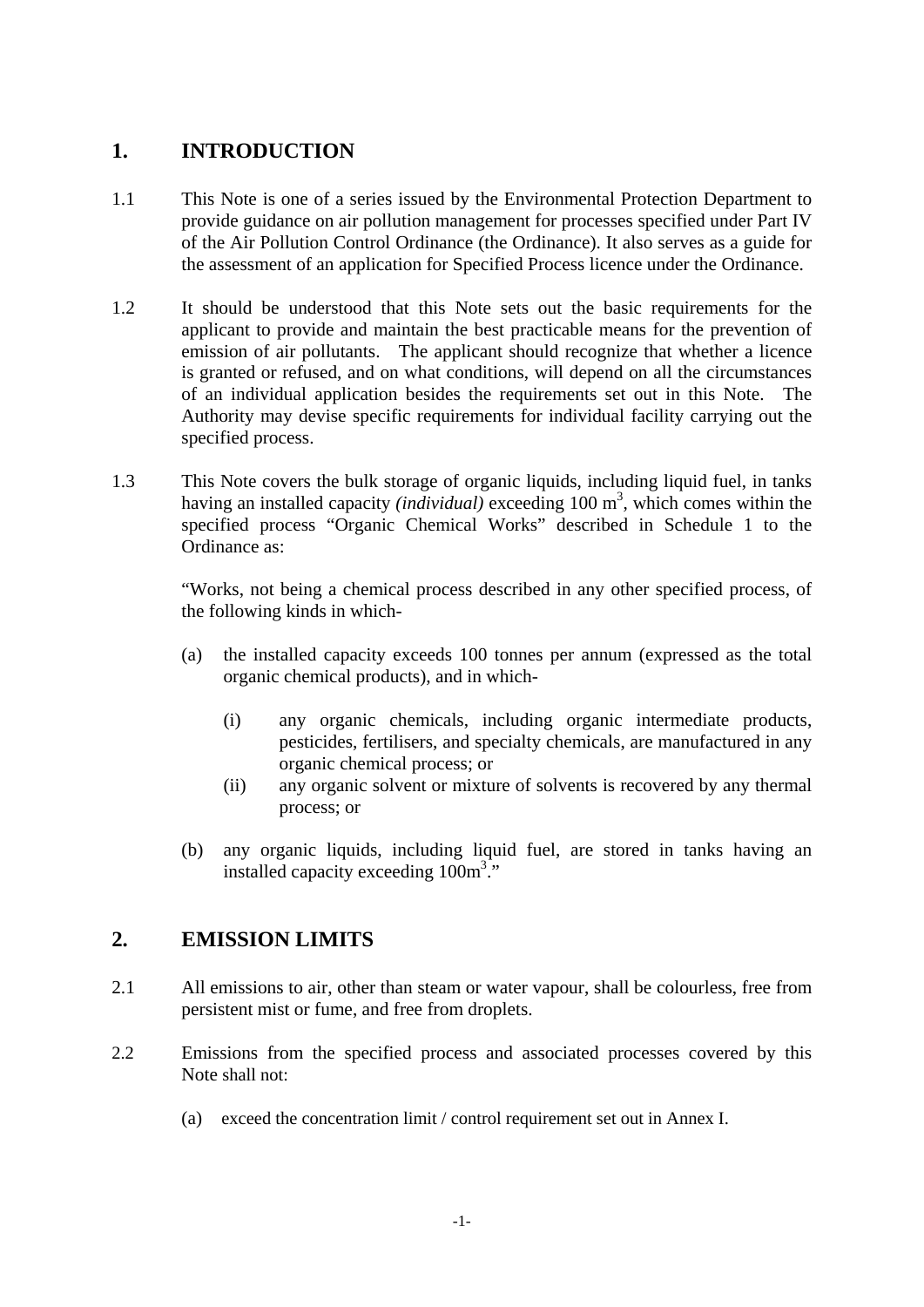## 1. INTRODUCTION

1.1 This Note is one of a series issued by the Environmental Protection Department to provide guidance on air pollution management for processes specified under Part IV of the Air Pollution Control Ordinance (the Ordinance). It also serves as a guide for the assessment of an application for Specified Process licence under the Ordinance.

1.2 It should be understood that this Note sets out the basic requirements for the applicant to provide and maintain the best practicable means for the prevention of emission of air pollutants. The applicant should recognize that whether a licence is granted or refused, and on what conditions, will depend on all the circumstances of an individual application besides the requirements set out in this Note. The Authority may devise specific requirements for individual facility carrying out the specified process.

1.3 This Note covers the bulk storage of organic liquids, including liquid fuel, in tanks having an installed capacity *(individual)* exceeding 100 $m^3$, which comes within the specified process "Organic Chemical Works" described in Schedule 1 to the Ordinance as:

"Works, not being a chemical process described in any other specified process, of the following kinds in which-

(a) the installed capacity exceeds 100 tonnes per annum (expressed as the total organic chemical products), and in which-

  (i) any organic chemicals, including organic intermediate products, pesticides, fertilisers, and specialty chemicals, are manufactured in any organic chemical process; or
  
  (ii) any organic solvent or mixture of solvents is recovered by any thermal process; or

(b) any organic liquids, including liquid fuel, are stored in tanks having an installed capacity exceeding 100$m^3$."

## 2. EMISSION LIMITS

2.1 All emissions to air, other than steam or water vapour, shall be colourless, free from persistent mist or fume, and free from droplets.

2.2 Emissions from the specified process and associated processes covered by this Note shall not:

(a) exceed the concentration limit / control requirement set out in Annex I.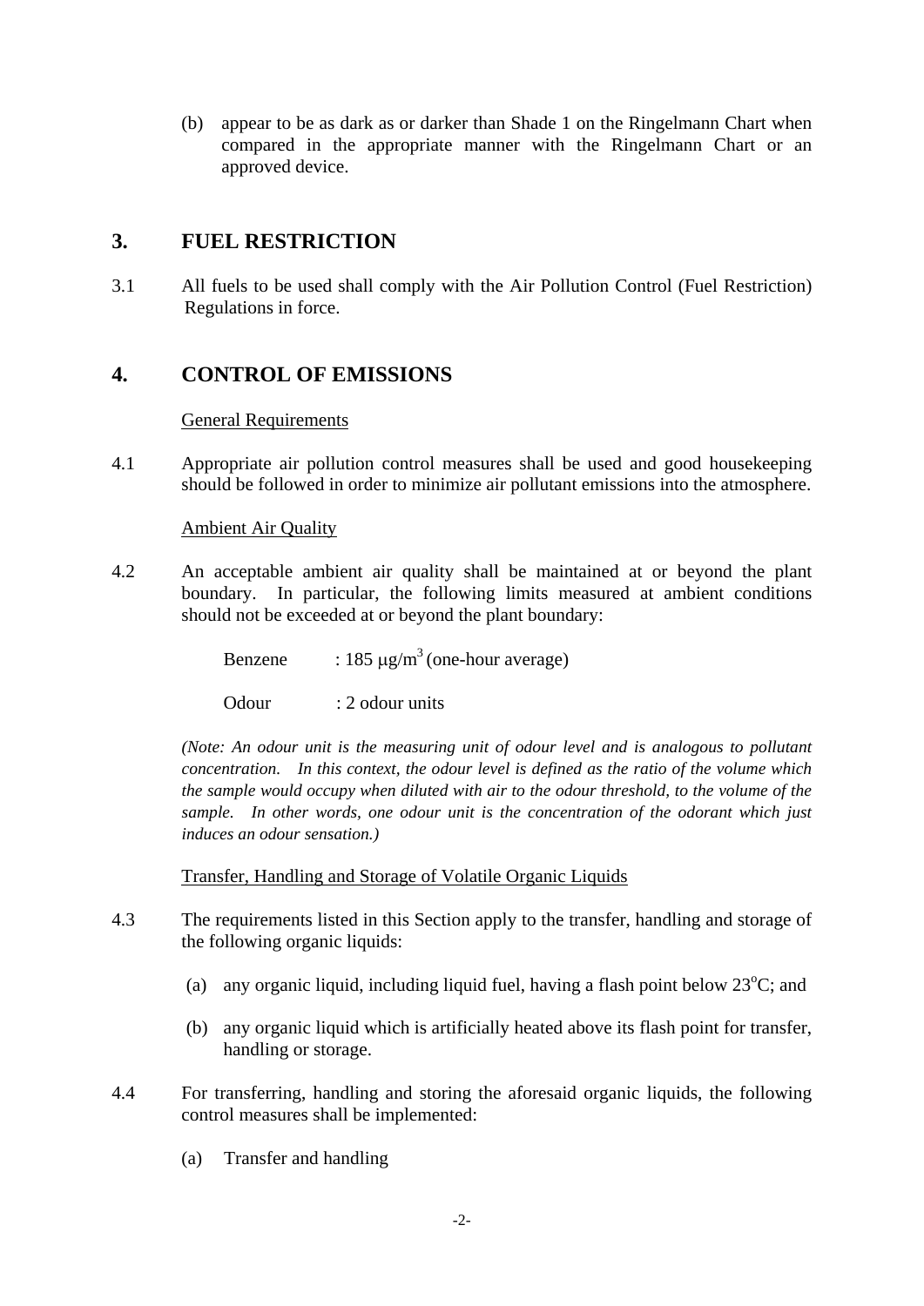(b) appear to be as dark as or darker than Shade 1 on the Ringelmann Chart when compared in the appropriate manner with the Ringelmann Chart or an approved device.

## 3. FUEL RESTRICTION

3.1 All fuels to be used shall comply with the Air Pollution Control (Fuel Restriction) Regulations in force.

## 4. CONTROL OF EMISSIONS

General Requirements

4.1 Appropriate air pollution control measures shall be used and good housekeeping should be followed in order to minimize air pollutant emissions into the atmosphere.

Ambient Air Quality

4.2 An acceptable ambient air quality shall be maintained at or beyond the plant boundary. In particular, the following limits measured at ambient conditions should not be exceeded at or beyond the plant boundary:

Benzene : 185 $\mu g/m^3$ (one-hour average)

Odour : 2 odour units

*(Note: An odour unit is the measuring unit of odour level and is analogous to pollutant concentration. In this context, the odour level is defined as the ratio of the volume which the sample would occupy when diluted with air to the odour threshold, to the volume of the sample. In other words, one odour unit is the concentration of the odorant which just induces an odour sensation.)*

Transfer, Handling and Storage of Volatile Organic Liquids

4.3 The requirements listed in this Section apply to the transfer, handling and storage of the following organic liquids:

(a) any organic liquid, including liquid fuel, having a flash point below $23^oC$; and

(b) any organic liquid which is artificially heated above its flash point for transfer, handling or storage.

4.4 For transferring, handling and storing the aforesaid organic liquids, the following control measures shall be implemented:

(a) Transfer and handling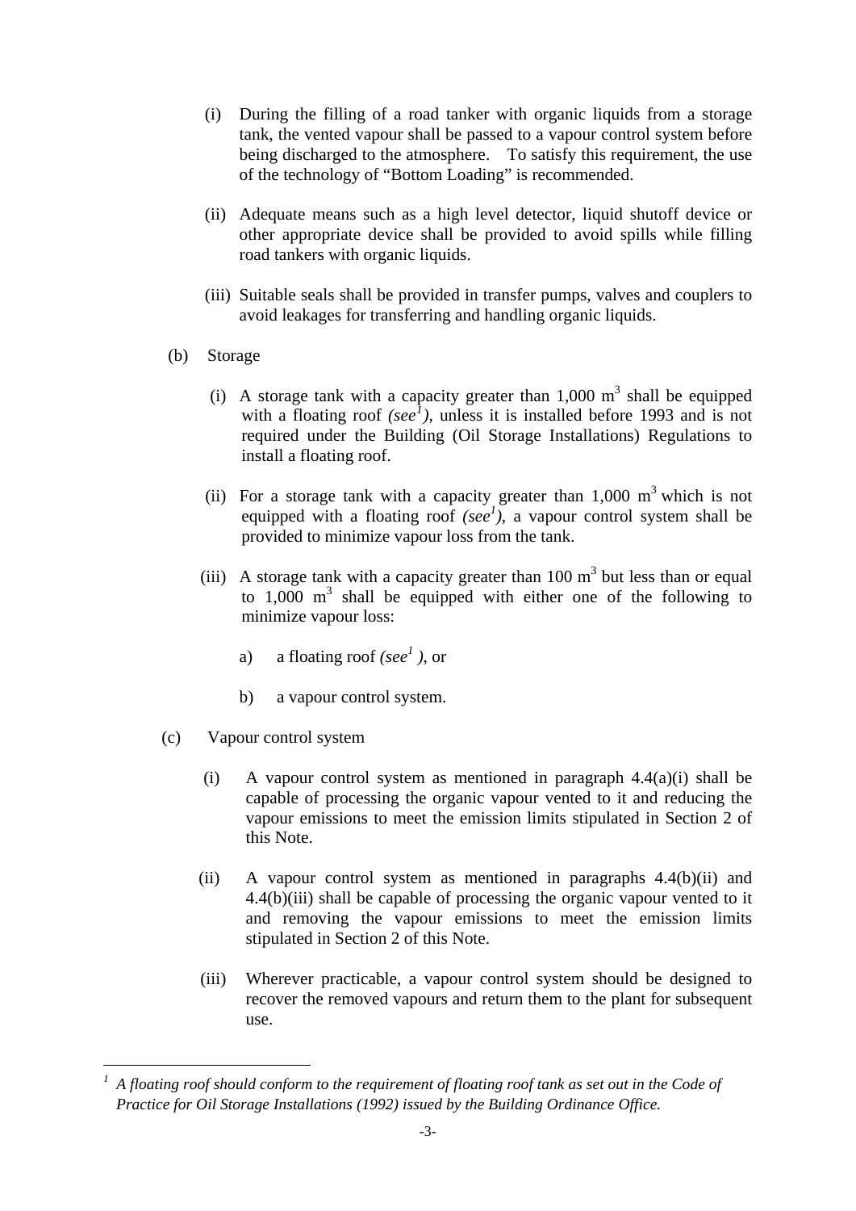(i) During the filling of a road tanker with organic liquids from a storage tank, the vented vapour shall be passed to a vapour control system before being discharged to the atmosphere. To satisfy this requirement, the use of the technology of "Bottom Loading" is recommended.

(ii) Adequate means such as a high level detector, liquid shutoff device or other appropriate device shall be provided to avoid spills while filling road tankers with organic liquids.

(iii) Suitable seals shall be provided in transfer pumps, valves and couplers to avoid leakages for transferring and handling organic liquids.

(b) Storage

(i) A storage tank with a capacity greater than 1,000 $m^3$ shall be equipped with a floating roof *(see[1])*, unless it is installed before 1993 and is not required under the Building (Oil Storage Installations) Regulations to install a floating roof.

(ii) For a storage tank with a capacity greater than 1,000 $m^3$ which is not equipped with a floating roof *(see[1])*, a vapour control system shall be provided to minimize vapour loss from the tank.

(iii) A storage tank with a capacity greater than 100 $m^3$ but less than or equal to 1,000 $m^3$ shall be equipped with either one of the following to minimize vapour loss:

a) a floating roof *(see[1] )*, or

b) a vapour control system.

(c) Vapour control system

(i) A vapour control system as mentioned in paragraph 4.4(a)(i) shall be capable of processing the organic vapour vented to it and reducing the vapour emissions to meet the emission limits stipulated in Section 2 of this Note.

(ii) A vapour control system as mentioned in paragraphs 4.4(b)(ii) and 4.4(b)(iii) shall be capable of processing the organic vapour vented to it and removing the vapour emissions to meet the emission limits stipulated in Section 2 of this Note.

(iii) Wherever practicable, a vapour control system should be designed to recover the removed vapours and return them to the plant for subsequent use.

---

[1] *A floating roof should conform to the requirement of floating roof tank as set out in the Code of Practice for Oil Storage Installations (1992) issued by the Building Ordinance Office.*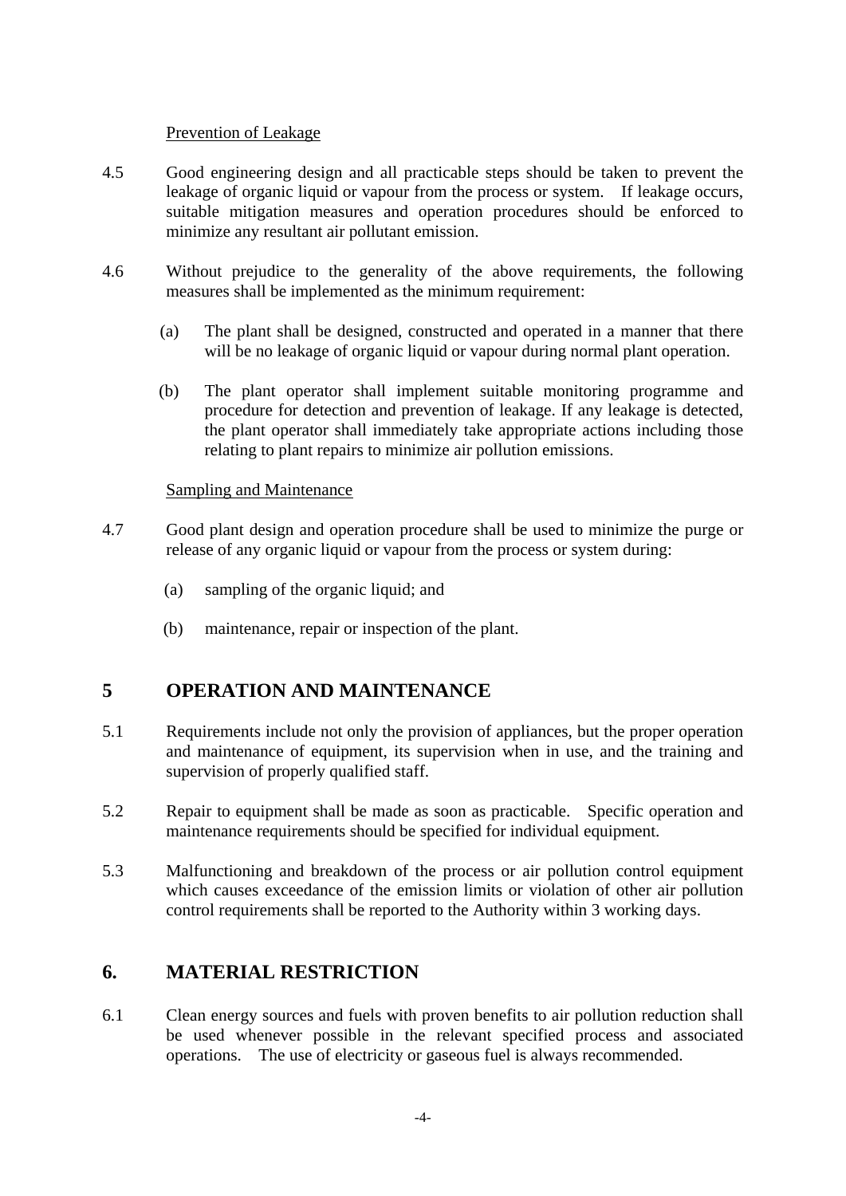Prevention of Leakage

4.5 Good engineering design and all practicable steps should be taken to prevent the leakage of organic liquid or vapour from the process or system. If leakage occurs, suitable mitigation measures and operation procedures should be enforced to minimize any resultant air pollutant emission.

4.6 Without prejudice to the generality of the above requirements, the following measures shall be implemented as the minimum requirement:

(a) The plant shall be designed, constructed and operated in a manner that there will be no leakage of organic liquid or vapour during normal plant operation.

(b) The plant operator shall implement suitable monitoring programme and procedure for detection and prevention of leakage. If any leakage is detected, the plant operator shall immediately take appropriate actions including those relating to plant repairs to minimize air pollution emissions.

Sampling and Maintenance

4.7 Good plant design and operation procedure shall be used to minimize the purge or release of any organic liquid or vapour from the process or system during:

(a) sampling of the organic liquid; and

(b) maintenance, repair or inspection of the plant.

## 5 OPERATION AND MAINTENANCE

5.1 Requirements include not only the provision of appliances, but the proper operation and maintenance of equipment, its supervision when in use, and the training and supervision of properly qualified staff.

5.2 Repair to equipment shall be made as soon as practicable. Specific operation and maintenance requirements should be specified for individual equipment.

5.3 Malfunctioning and breakdown of the process or air pollution control equipment which causes exceedance of the emission limits or violation of other air pollution control requirements shall be reported to the Authority within 3 working days.

## 6. MATERIAL RESTRICTION

6.1 Clean energy sources and fuels with proven benefits to air pollution reduction shall be used whenever possible in the relevant specified process and associated operations. The use of electricity or gaseous fuel is always recommended.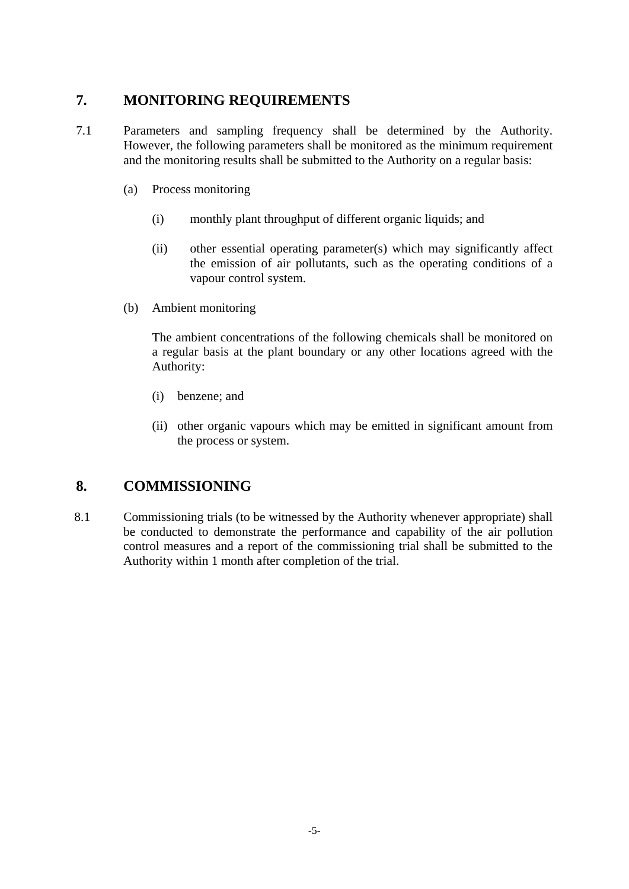## 7. MONITORING REQUIREMENTS

7.1 Parameters and sampling frequency shall be determined by the Authority. However, the following parameters shall be monitored as the minimum requirement and the monitoring results shall be submitted to the Authority on a regular basis:

(a) Process monitoring

(i) monthly plant throughput of different organic liquids; and

(ii) other essential operating parameter(s) which may significantly affect the emission of air pollutants, such as the operating conditions of a vapour control system.

(b) Ambient monitoring

The ambient concentrations of the following chemicals shall be monitored on a regular basis at the plant boundary or any other locations agreed with the Authority:

(i) benzene; and

(ii) other organic vapours which may be emitted in significant amount from the process or system.

## 8. COMMISSIONING

8.1 Commissioning trials (to be witnessed by the Authority whenever appropriate) shall be conducted to demonstrate the performance and capability of the air pollution control measures and a report of the commissioning trial shall be submitted to the Authority within 1 month after completion of the trial.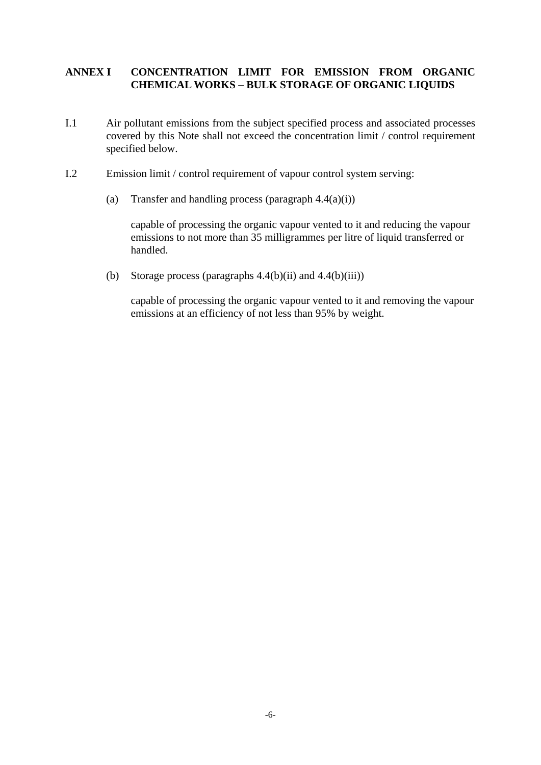## ANNEX I CONCENTRATION LIMIT FOR EMISSION FROM ORGANIC CHEMICAL WORKS – BULK STORAGE OF ORGANIC LIQUIDS

I.1 Air pollutant emissions from the subject specified process and associated processes covered by this Note shall not exceed the concentration limit / control requirement specified below.

I.2 Emission limit / control requirement of vapour control system serving:

(a) Transfer and handling process (paragraph 4.4(a)(i))

capable of processing the organic vapour vented to it and reducing the vapour emissions to not more than 35 milligrammes per litre of liquid transferred or handled.

(b) Storage process (paragraphs 4.4(b)(ii) and 4.4(b)(iii))

capable of processing the organic vapour vented to it and removing the vapour emissions at an efficiency of not less than 95% by weight.